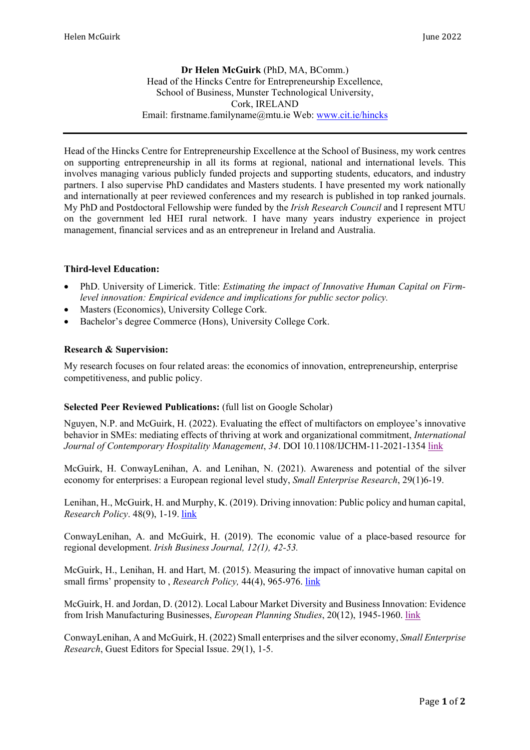**Dr Helen McGuirk** (PhD, MA, BComm.)
Head of the Hincks Centre for Entrepreneurship Excellence,
School of Business, Munster Technological University,
Cork, IRELAND
Email: firstname.familyname@mtu.ie Web: [www.cit.ie/hincks](www.cit.ie/hincks)

---

Head of the Hincks Centre for Entrepreneurship Excellence at the School of Business, my work centres on supporting entrepreneurship in all its forms at regional, national and international levels. This involves managing various publicly funded projects and supporting students, educators, and industry partners. I also supervise PhD candidates and Masters students. I have presented my work nationally and internationally at peer reviewed conferences and my research is published in top ranked journals. My PhD and Postdoctoral Fellowship were funded by the *Irish Research Council* and I represent MTU on the government led HEI rural network. I have many years industry experience in project management, financial services and as an entrepreneur in Ireland and Australia.

**Third-level Education:**

- PhD. University of Limerick. Title: *Estimating the impact of Innovative Human Capital on Firm-level innovation: Empirical evidence and implications for public sector policy.*
- Masters (Economics), University College Cork.
- Bachelor's degree Commerce (Hons), University College Cork.

**Research & Supervision:**

My research focuses on four related areas: the economics of innovation, entrepreneurship, enterprise competitiveness, and public policy.

**Selected Peer Reviewed Publications:** (full list on Google Scholar)

Nguyen, N.P. and McGuirk, H. (2022). Evaluating the effect of multifactors on employee's innovative behavior in SMEs: mediating effects of thriving at work and organizational commitment, *International Journal of Contemporary Hospitality Management*, *34*. DOI 10.1108/IJCHM-11-2021-1354 link

McGuirk, H. ConwayLenihan, A. and Lenihan, N. (2021). Awareness and potential of the silver economy for enterprises: a European regional level study, *Small Enterprise Research*, 29(1)6-19.

Lenihan, H., McGuirk, H. and Murphy, K. (2019). Driving innovation: Public policy and human capital, *Research Policy*. 48(9), 1-19. link

ConwayLenihan, A. and McGuirk, H. (2019). The economic value of a place-based resource for regional development. *Irish Business Journal, 12(1), 42-53.*

McGuirk, H., Lenihan, H. and Hart, M. (2015). Measuring the impact of innovative human capital on small firms' propensity to , *Research Policy,* 44(4), 965-976. link

McGuirk, H. and Jordan, D. (2012). Local Labour Market Diversity and Business Innovation: Evidence from Irish Manufacturing Businesses, *European Planning Studies*, 20(12), 1945-1960. link

ConwayLenihan, A and McGuirk, H. (2022) Small enterprises and the silver economy, *Small Enterprise Research*, Guest Editors for Special Issue. 29(1), 1-5.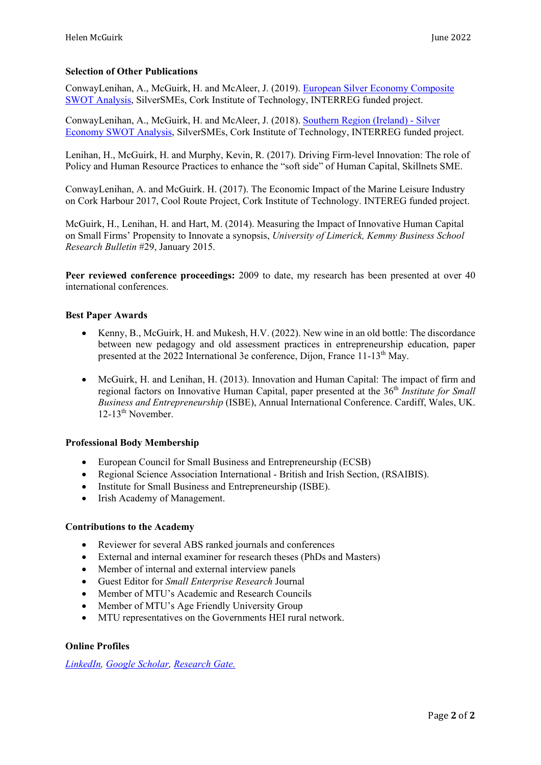**Selection of Other Publications**

ConwayLenihan, A., McGuirk, H. and McAleer, J. (2019). European Silver Economy Composite SWOT Analysis, SilverSMEs, Cork Institute of Technology, INTERREG funded project.

ConwayLenihan, A., McGuirk, H. and McAleer, J. (2018). Southern Region (Ireland) - Silver Economy SWOT Analysis, SilverSMEs, Cork Institute of Technology, INTERREG funded project.

Lenihan, H., McGuirk, H. and Murphy, Kevin, R. (2017). Driving Firm-level Innovation: The role of Policy and Human Resource Practices to enhance the "soft side" of Human Capital, Skillnets SME.

ConwayLenihan, A. and McGuirk. H. (2017). The Economic Impact of the Marine Leisure Industry on Cork Harbour 2017, Cool Route Project, Cork Institute of Technology. INTEREG funded project.

McGuirk, H., Lenihan, H. and Hart, M. (2014). Measuring the Impact of Innovative Human Capital on Small Firms' Propensity to Innovate a synopsis, *University of Limerick, Kemmy Business School Research Bulletin* #29, January 2015.

**Peer reviewed conference proceedings:** 2009 to date, my research has been presented at over 40 international conferences.

**Best Paper Awards**

- Kenny, B., McGuirk, H. and Mukesh, H.V. (2022). New wine in an old bottle: The discordance between new pedagogy and old assessment practices in entrepreneurship education, paper presented at the 2022 International 3e conference, Dijon, France 11-13th May.
- McGuirk, H. and Lenihan, H. (2013). Innovation and Human Capital: The impact of firm and regional factors on Innovative Human Capital, paper presented at the 36th *Institute for Small Business and Entrepreneurship* (ISBE), Annual International Conference. Cardiff, Wales, UK. 12-13th November.

**Professional Body Membership**

- European Council for Small Business and Entrepreneurship (ECSB)
- Regional Science Association International - British and Irish Section, (RSAIBIS).
- Institute for Small Business and Entrepreneurship (ISBE).
- Irish Academy of Management.

**Contributions to the Academy**

- Reviewer for several ABS ranked journals and conferences
- External and internal examiner for research theses (PhDs and Masters)
- Member of internal and external interview panels
- Guest Editor for *Small Enterprise Research* Journal
- Member of MTU's Academic and Research Councils
- Member of MTU's Age Friendly University Group
- MTU representatives on the Governments HEI rural network.

**Online Profiles**

*LinkedIn, Google Scholar, Research Gate.*